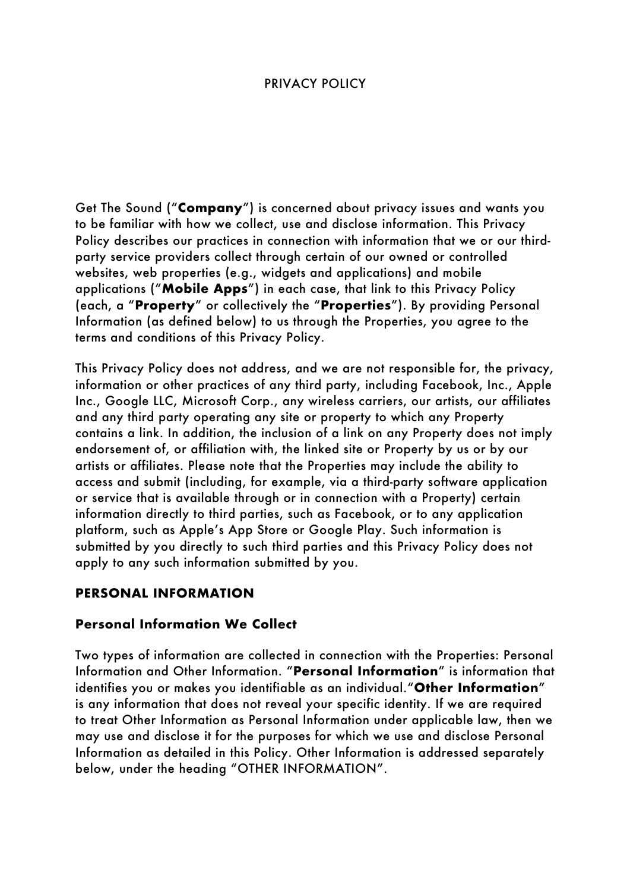# PRIVACY POLICY

Get The Sound ("**Company**") is concerned about privacy issues and wants you to be familiar with how we collect, use and disclose information. This Privacy Policy describes our practices in connection with information that we or our third-party service providers collect through certain of our owned or controlled websites, web properties (e.g., widgets and applications) and mobile applications ("**Mobile Apps**") in each case, that link to this Privacy Policy (each, a "**Property**" or collectively the "**Properties**"). By providing Personal Information (as defined below) to us through the Properties, you agree to the terms and conditions of this Privacy Policy.

This Privacy Policy does not address, and we are not responsible for, the privacy, information or other practices of any third party, including Facebook, Inc., Apple Inc., Google LLC, Microsoft Corp., any wireless carriers, our artists, our affiliates and any third party operating any site or property to which any Property contains a link. In addition, the inclusion of a link on any Property does not imply endorsement of, or affiliation with, the linked site or Property by us or by our artists or affiliates. Please note that the Properties may include the ability to access and submit (including, for example, via a third-party software application or service that is available through or in connection with a Property) certain information directly to third parties, such as Facebook, or to any application platform, such as Apple's App Store or Google Play. Such information is submitted by you directly to such third parties and this Privacy Policy does not apply to any such information submitted by you.

## PERSONAL INFORMATION

### Personal Information We Collect

Two types of information are collected in connection with the Properties: Personal Information and Other Information. "**Personal Information**" is information that identifies you or makes you identifiable as an individual."**Other Information**" is any information that does not reveal your specific identity. If we are required to treat Other Information as Personal Information under applicable law, then we may use and disclose it for the purposes for which we use and disclose Personal Information as detailed in this Policy. Other Information is addressed separately below, under the heading "OTHER INFORMATION".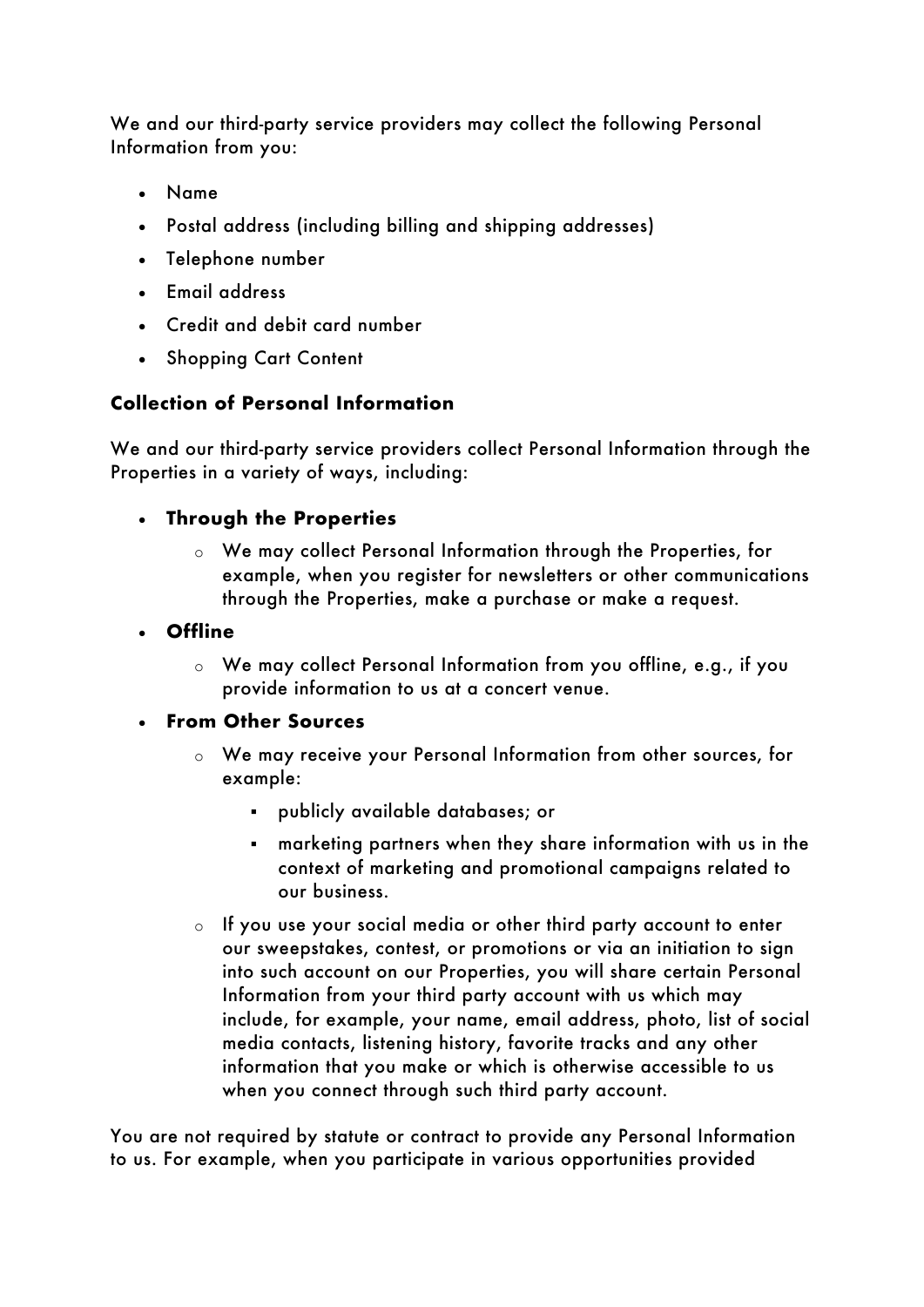We and our third-party service providers may collect the following Personal Information from you:

- Name
- Postal address (including billing and shipping addresses)
- Telephone number
- Email address
- Credit and debit card number
- Shopping Cart Content

### Collection of Personal Information

We and our third-party service providers collect Personal Information through the Properties in a variety of ways, including:

- **Through the Properties**
  - We may collect Personal Information through the Properties, for example, when you register for newsletters or other communications through the Properties, make a purchase or make a request.
- **Offline**
  - We may collect Personal Information from you offline, e.g., if you provide information to us at a concert venue.
- **From Other Sources**
  - We may receive your Personal Information from other sources, for example:
    - publicly available databases; or
    - marketing partners when they share information with us in the context of marketing and promotional campaigns related to our business.
  - If you use your social media or other third party account to enter our sweepstakes, contest, or promotions or via an initiation to sign into such account on our Properties, you will share certain Personal Information from your third party account with us which may include, for example, your name, email address, photo, list of social media contacts, listening history, favorite tracks and any other information that you make or which is otherwise accessible to us when you connect through such third party account.

You are not required by statute or contract to provide any Personal Information to us. For example, when you participate in various opportunities provided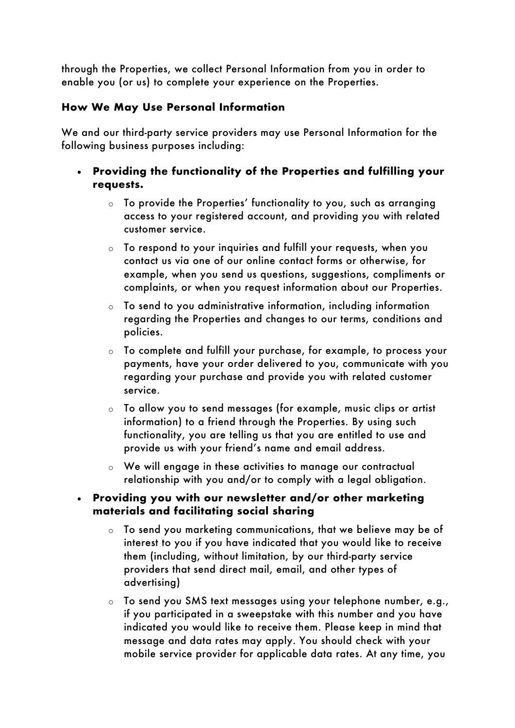through the Properties, we collect Personal Information from you in order to enable you (or us) to complete your experience on the Properties.

### How We May Use Personal Information

We and our third-party service providers may use Personal Information for the following business purposes including:

- **Providing the functionality of the Properties and fulfilling your requests.**
    - To provide the Properties' functionality to you, such as arranging access to your registered account, and providing you with related customer service.
    - To respond to your inquiries and fulfill your requests, when you contact us via one of our online contact forms or otherwise, for example, when you send us questions, suggestions, compliments or complaints, or when you request information about our Properties.
    - To send to you administrative information, including information regarding the Properties and changes to our terms, conditions and policies.
    - To complete and fulfill your purchase, for example, to process your payments, have your order delivered to you, communicate with you regarding your purchase and provide you with related customer service.
    - To allow you to send messages (for example, music clips or artist information) to a friend through the Properties. By using such functionality, you are telling us that you are entitled to use and provide us with your friend's name and email address.
    - We will engage in these activities to manage our contractual relationship with you and/or to comply with a legal obligation.
- **Providing you with our newsletter and/or other marketing materials and facilitating social sharing**
    - To send you marketing communications, that we believe may be of interest to you if you have indicated that you would like to receive them (including, without limitation, by our third-party service providers that send direct mail, email, and other types of advertising)
    - To send you SMS text messages using your telephone number, e.g., if you participated in a sweepstake with this number and you have indicated you would like to receive them. Please keep in mind that message and data rates may apply. You should check with your mobile service provider for applicable data rates. At any time, you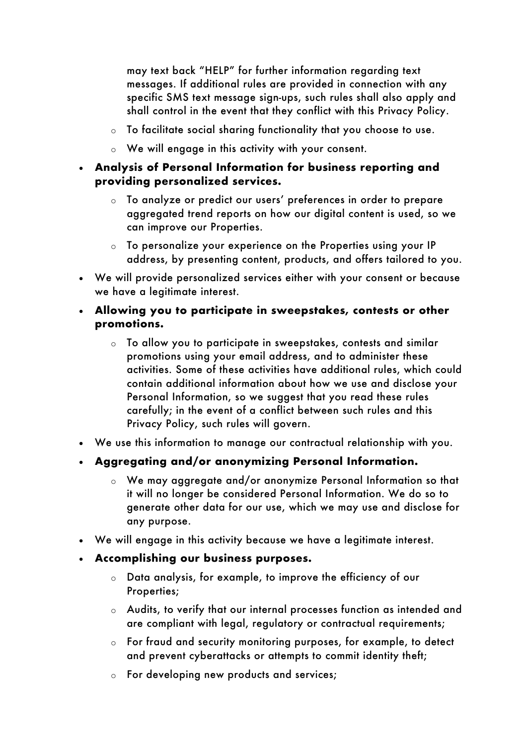may text back "HELP" for further information regarding text messages. If additional rules are provided in connection with any specific SMS text message sign-ups, such rules shall also apply and shall control in the event that they conflict with this Privacy Policy.

  - To facilitate social sharing functionality that you choose to use.
  - We will engage in this activity with your consent.

- **Analysis of Personal Information for business reporting and providing personalized services.**
  - To analyze or predict our users' preferences in order to prepare aggregated trend reports on how our digital content is used, so we can improve our Properties.
  - To personalize your experience on the Properties using your IP address, by presenting content, products, and offers tailored to you.
- We will provide personalized services either with your consent or because we have a legitimate interest.
- **Allowing you to participate in sweepstakes, contests or other promotions.**
  - To allow you to participate in sweepstakes, contests and similar promotions using your email address, and to administer these activities. Some of these activities have additional rules, which could contain additional information about how we use and disclose your Personal Information, so we suggest that you read these rules carefully; in the event of a conflict between such rules and this Privacy Policy, such rules will govern.
- We use this information to manage our contractual relationship with you.
- **Aggregating and/or anonymizing Personal Information.**
  - We may aggregate and/or anonymize Personal Information so that it will no longer be considered Personal Information. We do so to generate other data for our use, which we may use and disclose for any purpose.
- We will engage in this activity because we have a legitimate interest.
- **Accomplishing our business purposes.**
  - Data analysis, for example, to improve the efficiency of our Properties;
  - Audits, to verify that our internal processes function as intended and are compliant with legal, regulatory or contractual requirements;
  - For fraud and security monitoring purposes, for example, to detect and prevent cyberattacks or attempts to commit identity theft;
  - For developing new products and services;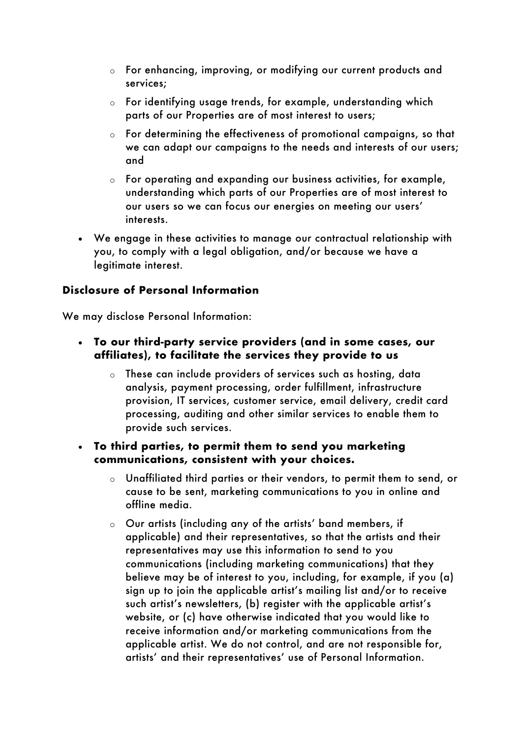- For enhancing, improving, or modifying our current products and services;
  - For identifying usage trends, for example, understanding which parts of our Properties are of most interest to users;
  - For determining the effectiveness of promotional campaigns, so that we can adapt our campaigns to the needs and interests of our users; and
  - For operating and expanding our business activities, for example, understanding which parts of our Properties are of most interest to our users so we can focus our energies on meeting our users' interests.
- We engage in these activities to manage our contractual relationship with you, to comply with a legal obligation, and/or because we have a legitimate interest.

### Disclosure of Personal Information

We may disclose Personal Information:

- **To our third-party service providers (and in some cases, our affiliates), to facilitate the services they provide to us**
  - These can include providers of services such as hosting, data analysis, payment processing, order fulfillment, infrastructure provision, IT services, customer service, email delivery, credit card processing, auditing and other similar services to enable them to provide such services.
- **To third parties, to permit them to send you marketing communications, consistent with your choices.**
  - Unaffiliated third parties or their vendors, to permit them to send, or cause to be sent, marketing communications to you in online and offline media.
  - Our artists (including any of the artists' band members, if applicable) and their representatives, so that the artists and their representatives may use this information to send to you communications (including marketing communications) that they believe may be of interest to you, including, for example, if you (a) sign up to join the applicable artist's mailing list and/or to receive such artist's newsletters, (b) register with the applicable artist's website, or (c) have otherwise indicated that you would like to receive information and/or marketing communications from the applicable artist. We do not control, and are not responsible for, artists' and their representatives' use of Personal Information.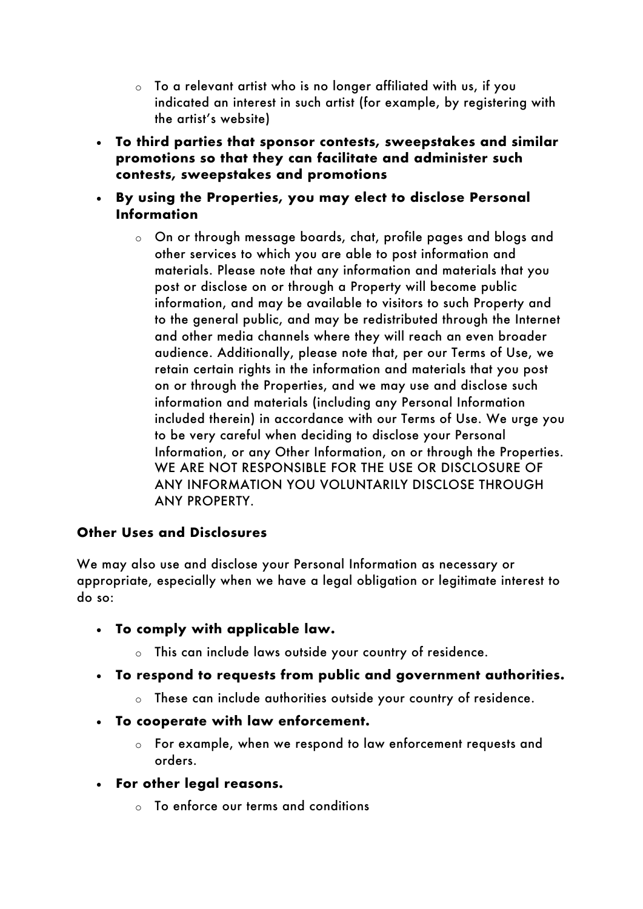- To a relevant artist who is no longer affiliated with us, if you indicated an interest in such artist (for example, by registering with the artist's website)
- **To third parties that sponsor contests, sweepstakes and similar promotions so that they can facilitate and administer such contests, sweepstakes and promotions**
- **By using the Properties, you may elect to disclose Personal Information**
    - On or through message boards, chat, profile pages and blogs and other services to which you are able to post information and materials. Please note that any information and materials that you post or disclose on or through a Property will become public information, and may be available to visitors to such Property and to the general public, and may be redistributed through the Internet and other media channels where they will reach an even broader audience. Additionally, please note that, per our Terms of Use, we retain certain rights in the information and materials that you post on or through the Properties, and we may use and disclose such information and materials (including any Personal Information included therein) in accordance with our Terms of Use. We urge you to be very careful when deciding to disclose your Personal Information, or any Other Information, on or through the Properties. WE ARE NOT RESPONSIBLE FOR THE USE OR DISCLOSURE OF ANY INFORMATION YOU VOLUNTARILY DISCLOSE THROUGH ANY PROPERTY.

**Other Uses and Disclosures**

We may also use and disclose your Personal Information as necessary or appropriate, especially when we have a legal obligation or legitimate interest to do so:

- **To comply with applicable law.**
    - This can include laws outside your country of residence.
- **To respond to requests from public and government authorities.**
    - These can include authorities outside your country of residence.
- **To cooperate with law enforcement.**
    - For example, when we respond to law enforcement requests and orders.
- **For other legal reasons.**
    - To enforce our terms and conditions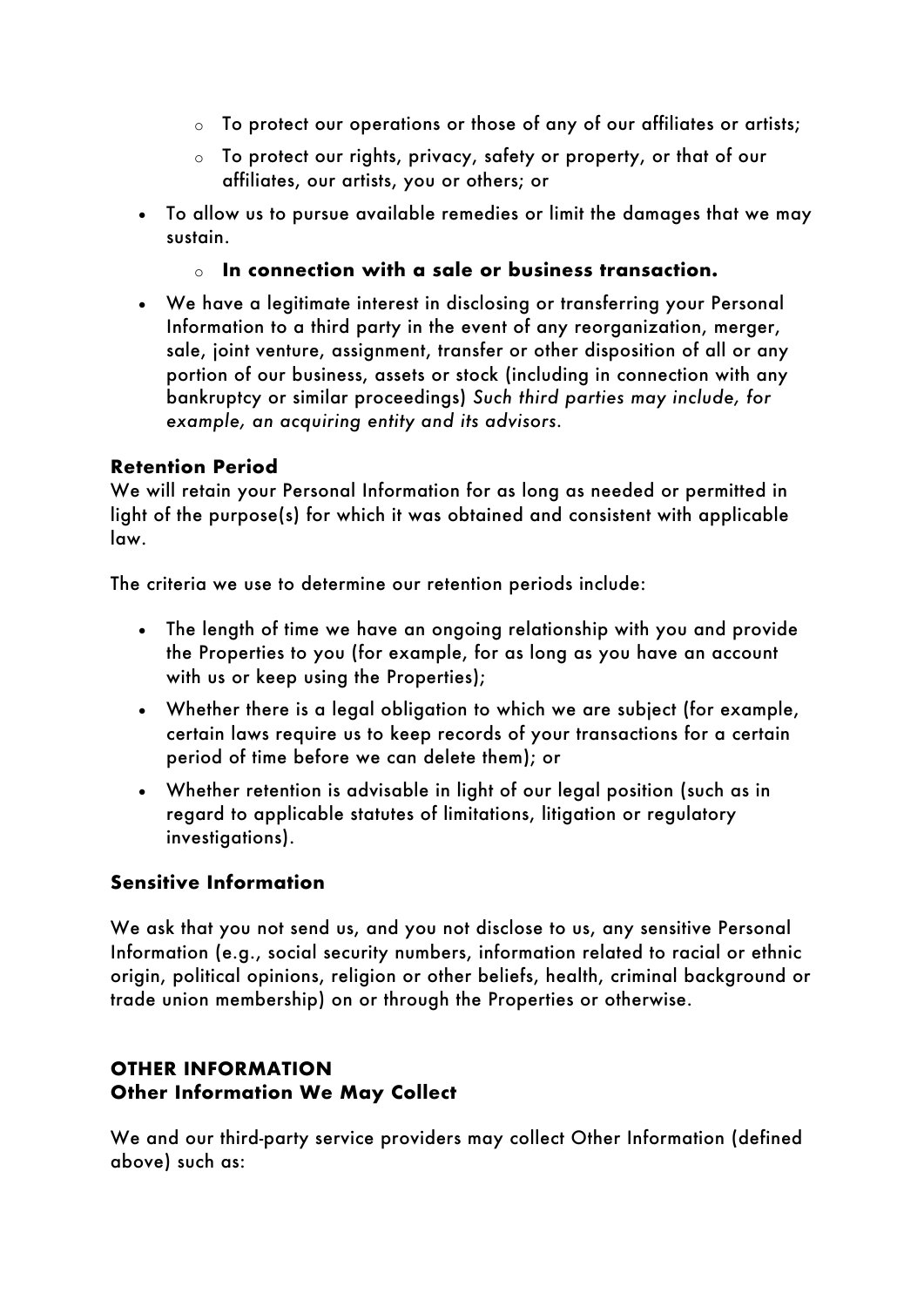- To protect our operations or those of any of our affiliates or artists;
  - To protect our rights, privacy, safety or property, or that of our affiliates, our artists, you or others; or
- To allow us to pursue available remedies or limit the damages that we may sustain.
  - **In connection with a sale or business transaction.**
- We have a legitimate interest in disclosing or transferring your Personal Information to a third party in the event of any reorganization, merger, sale, joint venture, assignment, transfer or other disposition of all or any portion of our business, assets or stock (including in connection with any bankruptcy or similar proceedings) *Such third parties may include, for example, an acquiring entity and its advisors.*

**Retention Period**
We will retain your Personal Information for as long as needed or permitted in light of the purpose(s) for which it was obtained and consistent with applicable law.

The criteria we use to determine our retention periods include:

- The length of time we have an ongoing relationship with you and provide the Properties to you (for example, for as long as you have an account with us or keep using the Properties);
- Whether there is a legal obligation to which we are subject (for example, certain laws require us to keep records of your transactions for a certain period of time before we can delete them); or
- Whether retention is advisable in light of our legal position (such as in regard to applicable statutes of limitations, litigation or regulatory investigations).

### Sensitive Information

We ask that you not send us, and you not disclose to us, any sensitive Personal Information (e.g., social security numbers, information related to racial or ethnic origin, political opinions, religion or other beliefs, health, criminal background or trade union membership) on or through the Properties or otherwise.

## OTHER INFORMATION
### Other Information We May Collect

We and our third-party service providers may collect Other Information (defined above) such as: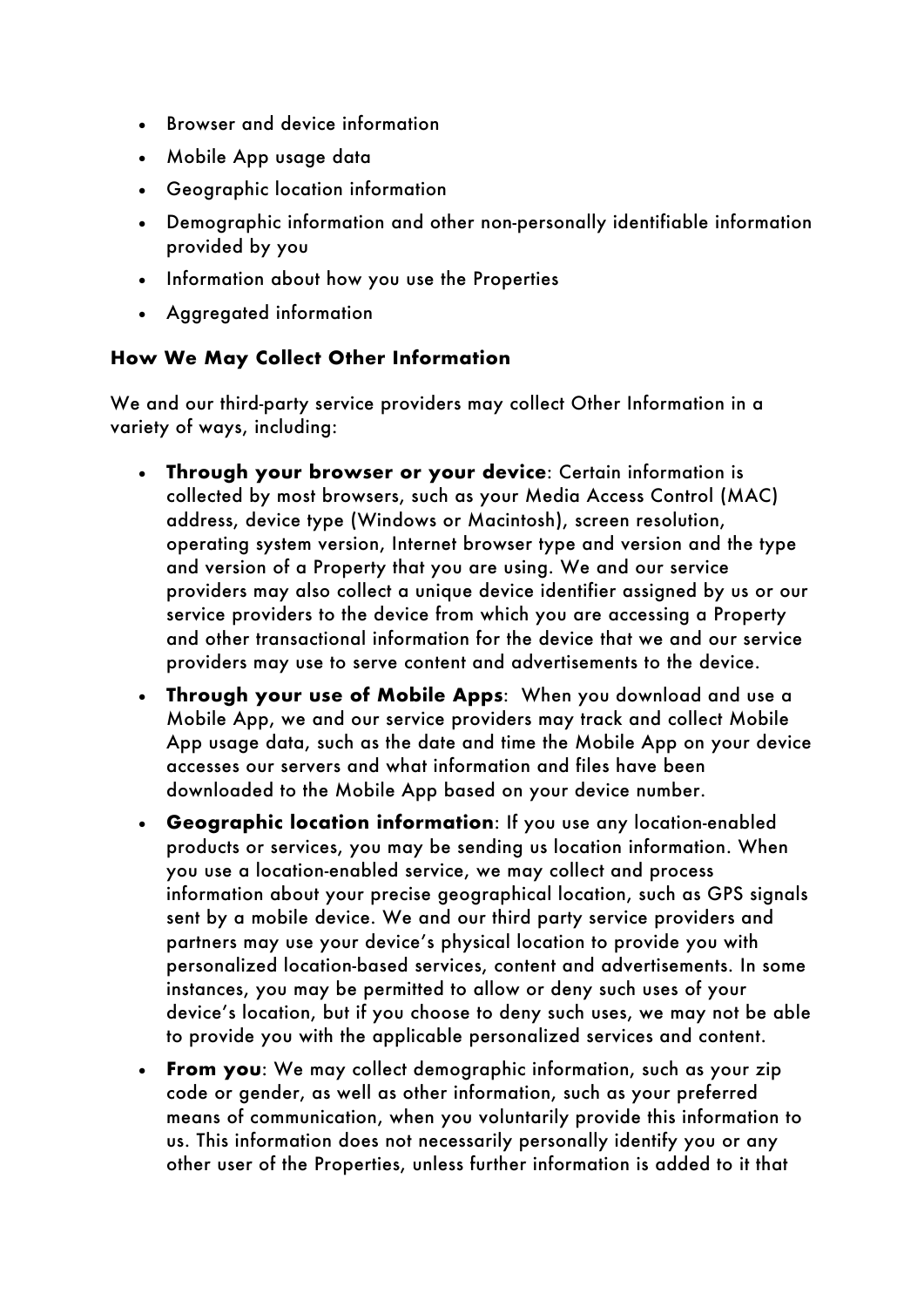- Browser and device information
- Mobile App usage data
- Geographic location information
- Demographic information and other non-personally identifiable information provided by you
- Information about how you use the Properties
- Aggregated information

### How We May Collect Other Information

We and our third-party service providers may collect Other Information in a variety of ways, including:

- **Through your browser or your device**: Certain information is collected by most browsers, such as your Media Access Control (MAC) address, device type (Windows or Macintosh), screen resolution, operating system version, Internet browser type and version and the type and version of a Property that you are using. We and our service providers may also collect a unique device identifier assigned by us or our service providers to the device from which you are accessing a Property and other transactional information for the device that we and our service providers may use to serve content and advertisements to the device.
- **Through your use of Mobile Apps**: When you download and use a Mobile App, we and our service providers may track and collect Mobile App usage data, such as the date and time the Mobile App on your device accesses our servers and what information and files have been downloaded to the Mobile App based on your device number.
- **Geographic location information**: If you use any location-enabled products or services, you may be sending us location information. When you use a location-enabled service, we may collect and process information about your precise geographical location, such as GPS signals sent by a mobile device. We and our third party service providers and partners may use your device's physical location to provide you with personalized location-based services, content and advertisements. In some instances, you may be permitted to allow or deny such uses of your device's location, but if you choose to deny such uses, we may not be able to provide you with the applicable personalized services and content.
- **From you**: We may collect demographic information, such as your zip code or gender, as well as other information, such as your preferred means of communication, when you voluntarily provide this information to us. This information does not necessarily personally identify you or any other user of the Properties, unless further information is added to it that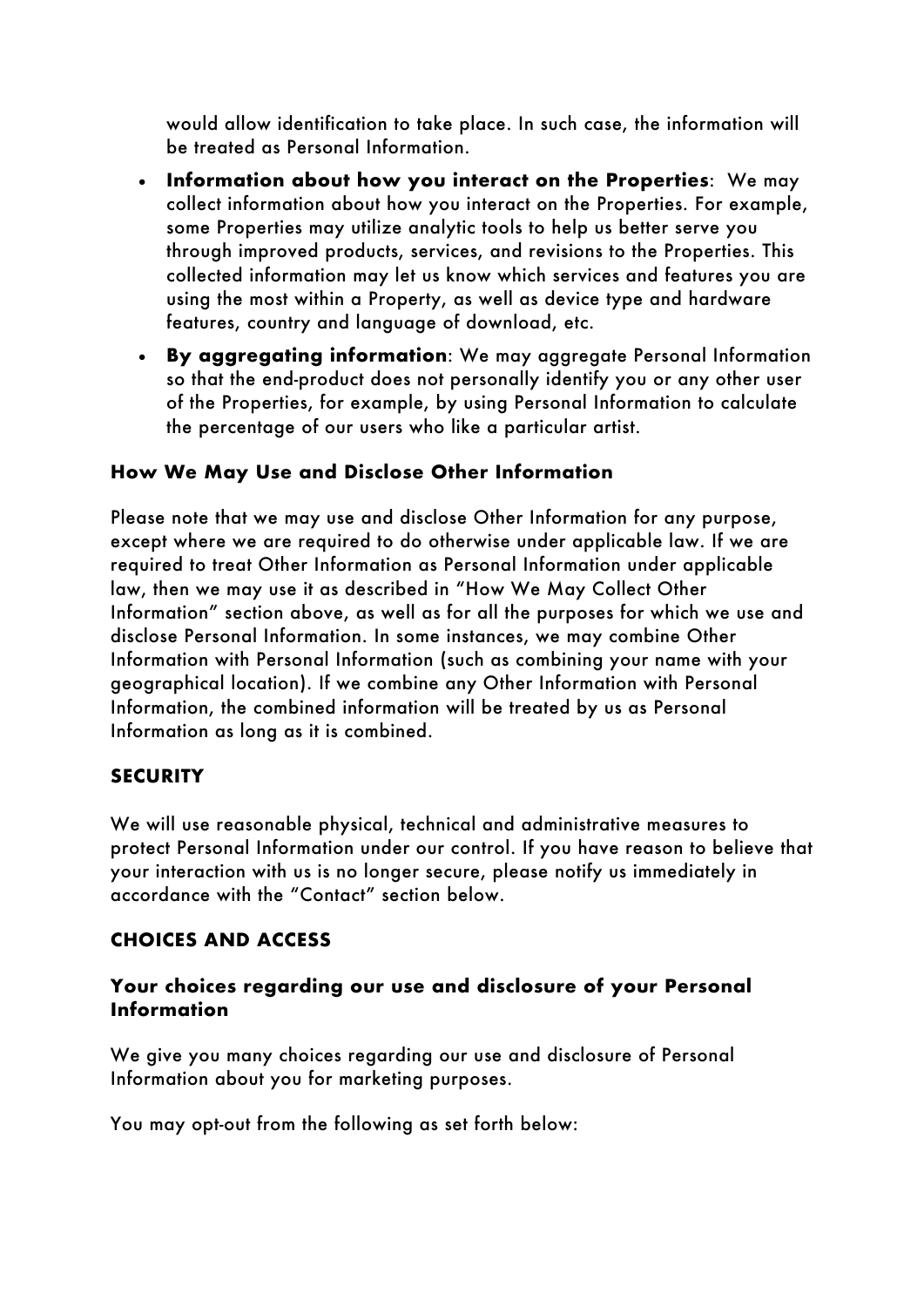would allow identification to take place. In such case, the information will be treated as Personal Information.

- **Information about how you interact on the Properties**: We may collect information about how you interact on the Properties. For example, some Properties may utilize analytic tools to help us better serve you through improved products, services, and revisions to the Properties. This collected information may let us know which services and features you are using the most within a Property, as well as device type and hardware features, country and language of download, etc.
- **By aggregating information**: We may aggregate Personal Information so that the end-product does not personally identify you or any other user of the Properties, for example, by using Personal Information to calculate the percentage of our users who like a particular artist.

### How We May Use and Disclose Other Information

Please note that we may use and disclose Other Information for any purpose, except where we are required to do otherwise under applicable law. If we are required to treat Other Information as Personal Information under applicable law, then we may use it as described in "How We May Collect Other Information" section above, as well as for all the purposes for which we use and disclose Personal Information. In some instances, we may combine Other Information with Personal Information (such as combining your name with your geographical location). If we combine any Other Information with Personal Information, the combined information will be treated by us as Personal Information as long as it is combined.

## SECURITY

We will use reasonable physical, technical and administrative measures to protect Personal Information under our control. If you have reason to believe that your interaction with us is no longer secure, please notify us immediately in accordance with the "Contact" section below.

## CHOICES AND ACCESS

### Your choices regarding our use and disclosure of your Personal Information

We give you many choices regarding our use and disclosure of Personal Information about you for marketing purposes.

You may opt-out from the following as set forth below: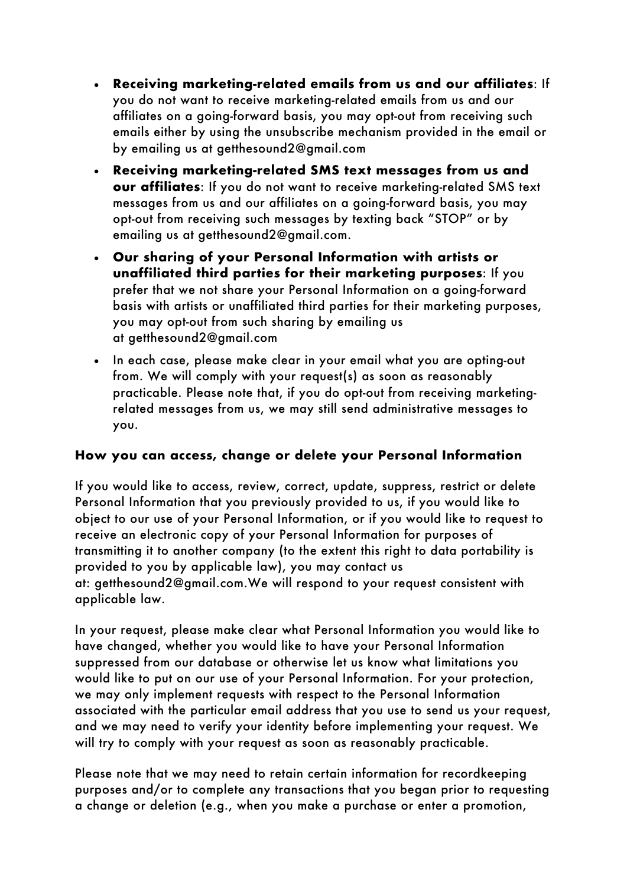- **Receiving marketing-related emails from us and our affiliates**: If you do not want to receive marketing-related emails from us and our affiliates on a going-forward basis, you may opt-out from receiving such emails either by using the unsubscribe mechanism provided in the email or by emailing us at getthesound2@gmail.com
- **Receiving marketing-related SMS text messages from us and our affiliates**: If you do not want to receive marketing-related SMS text messages from us and our affiliates on a going-forward basis, you may opt-out from receiving such messages by texting back "STOP" or by emailing us at getthesound2@gmail.com.
- **Our sharing of your Personal Information with artists or unaffiliated third parties for their marketing purposes**: If you prefer that we not share your Personal Information on a going-forward basis with artists or unaffiliated third parties for their marketing purposes, you may opt-out from such sharing by emailing us at getthesound2@gmail.com
- In each case, please make clear in your email what you are opting-out from. We will comply with your request(s) as soon as reasonably practicable. Please note that, if you do opt-out from receiving marketing-related messages from us, we may still send administrative messages to you.

### How you can access, change or delete your Personal Information

If you would like to access, review, correct, update, suppress, restrict or delete Personal Information that you previously provided to us, if you would like to object to our use of your Personal Information, or if you would like to request to receive an electronic copy of your Personal Information for purposes of transmitting it to another company (to the extent this right to data portability is provided to you by applicable law), you may contact us at: getthesound2@gmail.com.We will respond to your request consistent with applicable law.

In your request, please make clear what Personal Information you would like to have changed, whether you would like to have your Personal Information suppressed from our database or otherwise let us know what limitations you would like to put on our use of your Personal Information. For your protection, we may only implement requests with respect to the Personal Information associated with the particular email address that you use to send us your request, and we may need to verify your identity before implementing your request. We will try to comply with your request as soon as reasonably practicable.

Please note that we may need to retain certain information for recordkeeping purposes and/or to complete any transactions that you began prior to requesting a change or deletion (e.g., when you make a purchase or enter a promotion,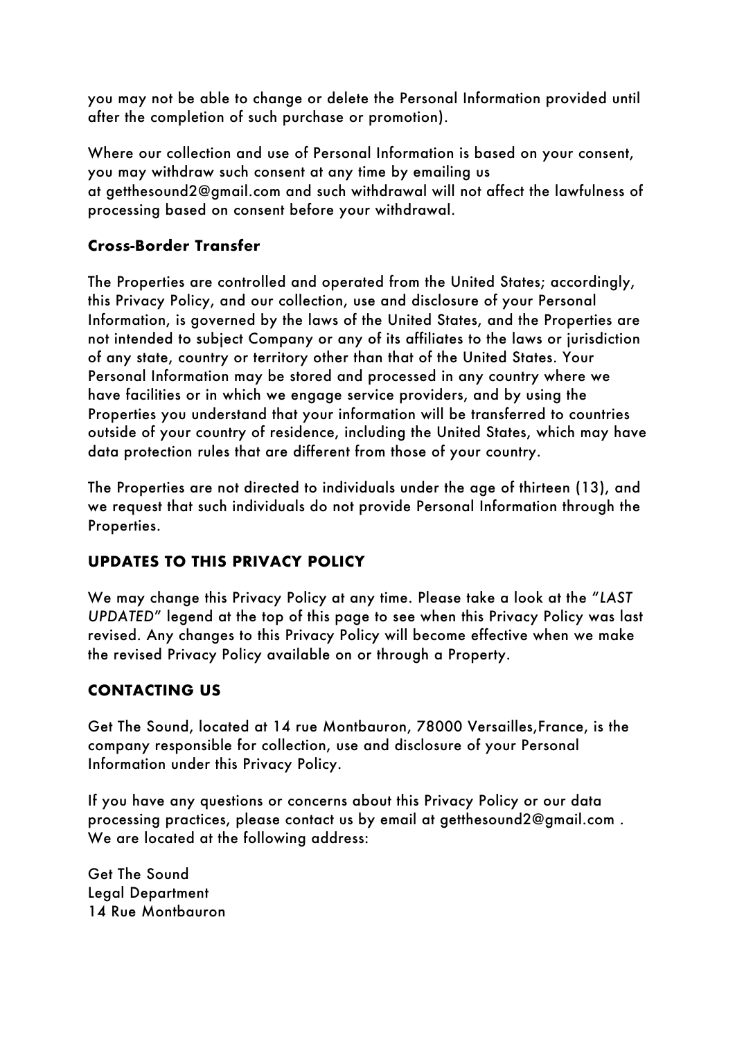you may not be able to change or delete the Personal Information provided until after the completion of such purchase or promotion).

Where our collection and use of Personal Information is based on your consent, you may withdraw such consent at any time by emailing us at getthesound2@gmail.com and such withdrawal will not affect the lawfulness of processing based on consent before your withdrawal.

### Cross-Border Transfer

The Properties are controlled and operated from the United States; accordingly, this Privacy Policy, and our collection, use and disclosure of your Personal Information, is governed by the laws of the United States, and the Properties are not intended to subject Company or any of its affiliates to the laws or jurisdiction of any state, country or territory other than that of the United States. Your Personal Information may be stored and processed in any country where we have facilities or in which we engage service providers, and by using the Properties you understand that your information will be transferred to countries outside of your country of residence, including the United States, which may have data protection rules that are different from those of your country.

The Properties are not directed to individuals under the age of thirteen (13), and we request that such individuals do not provide Personal Information through the Properties.

## UPDATES TO THIS PRIVACY POLICY

We may change this Privacy Policy at any time. Please take a look at the "*LAST UPDATED*" legend at the top of this page to see when this Privacy Policy was last revised. Any changes to this Privacy Policy will become effective when we make the revised Privacy Policy available on or through a Property.

## CONTACTING US

Get The Sound, located at 14 rue Montbauron, 78000 Versailles,France, is the company responsible for collection, use and disclosure of your Personal Information under this Privacy Policy.

If you have any questions or concerns about this Privacy Policy or our data processing practices, please contact us by email at getthesound2@gmail.com . We are located at the following address:

Get The Sound  
Legal Department  
14 Rue Montbauron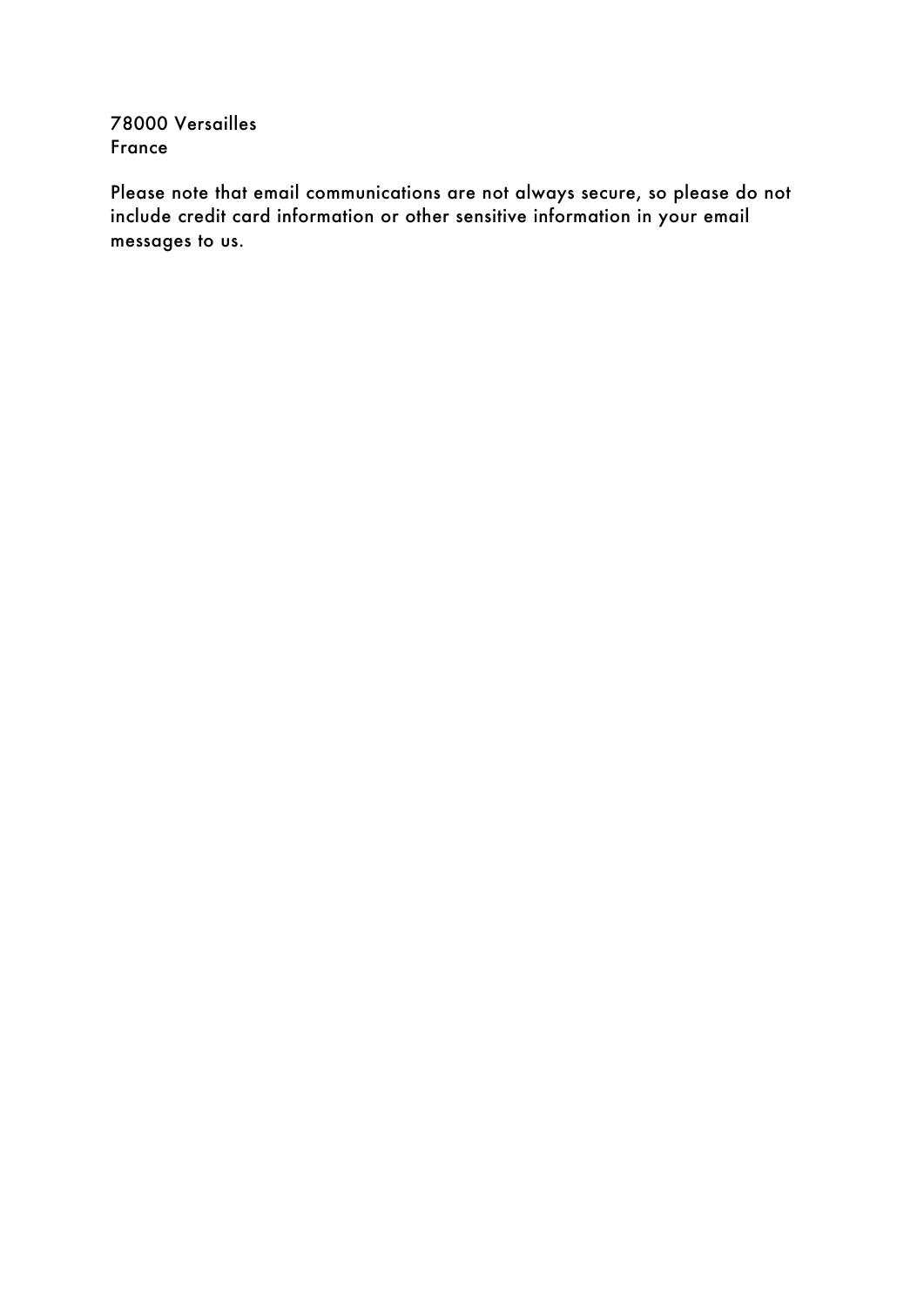78000 Versailles
France

Please note that email communications are not always secure, so please do not include credit card information or other sensitive information in your email messages to us.